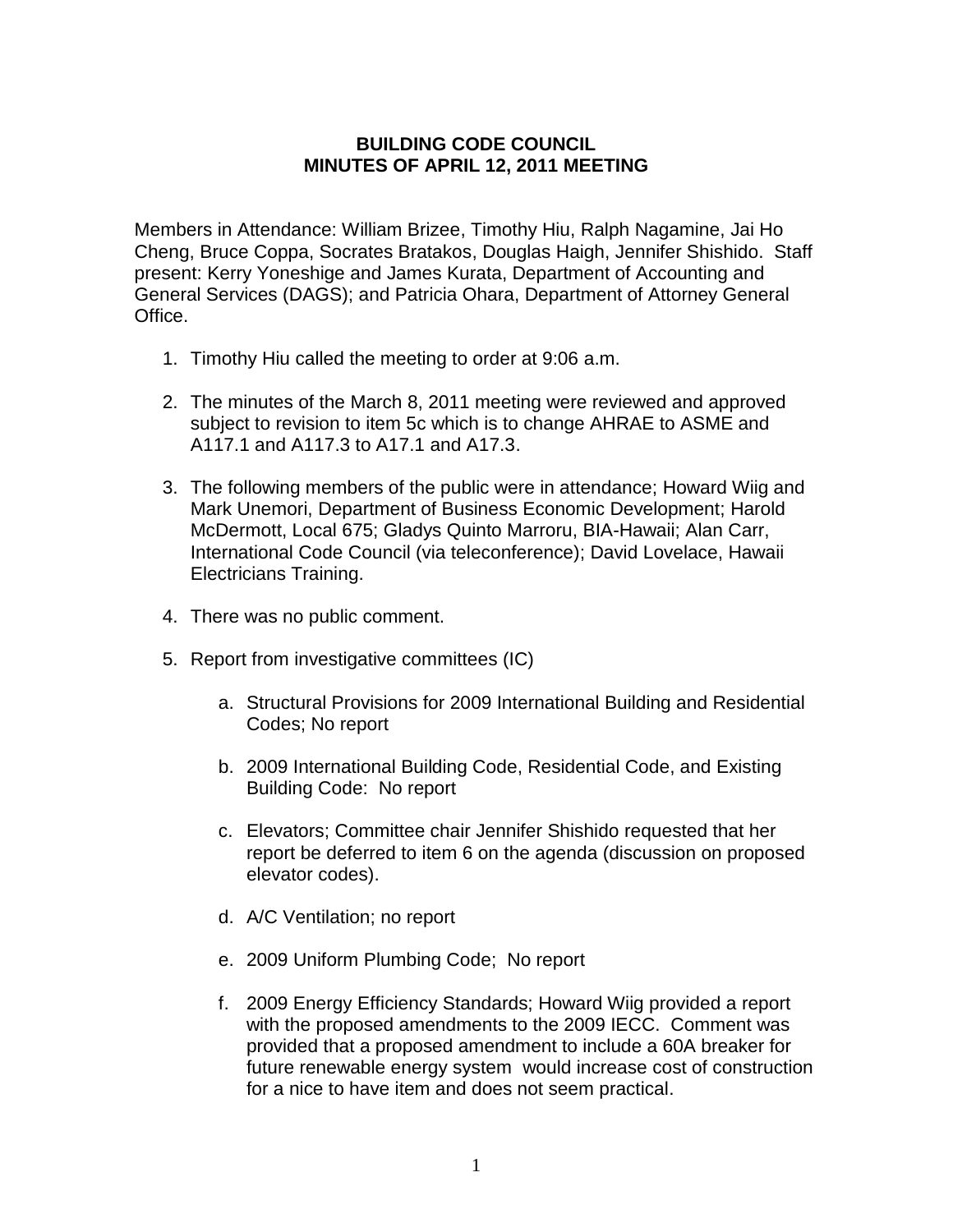# BUILDING CODE COUNCIL
## MINUTES OF APRIL 12, 2011 MEETING

Members in Attendance: William Brizee, Timothy Hiu, Ralph Nagamine, Jai Ho Cheng, Bruce Coppa, Socrates Bratakos, Douglas Haigh, Jennifer Shishido. Staff present: Kerry Yoneshige and James Kurata, Department of Accounting and General Services (DAGS); and Patricia Ohara, Department of Attorney General Office.

1. Timothy Hiu called the meeting to order at 9:06 a.m.

2. The minutes of the March 8, 2011 meeting were reviewed and approved subject to revision to item 5c which is to change AHRAE to ASME and A117.1 and A117.3 to A17.1 and A17.3.

3. The following members of the public were in attendance; Howard Wiig and Mark Unemori, Department of Business Economic Development; Harold McDermott, Local 675; Gladys Quinto Marroru, BIA-Hawaii; Alan Carr, International Code Council (via teleconference); David Lovelace, Hawaii Electricians Training.

4. There was no public comment.

5. Report from investigative committees (IC)

   a. Structural Provisions for 2009 International Building and Residential Codes; No report

   b. 2009 International Building Code, Residential Code, and Existing Building Code: No report

   c. Elevators; Committee chair Jennifer Shishido requested that her report be deferred to item 6 on the agenda (discussion on proposed elevator codes).

   d. A/C Ventilation; no report

   e. 2009 Uniform Plumbing Code; No report

   f. 2009 Energy Efficiency Standards; Howard Wiig provided a report with the proposed amendments to the 2009 IECC. Comment was provided that a proposed amendment to include a 60A breaker for future renewable energy system would increase cost of construction for a nice to have item and does not seem practical.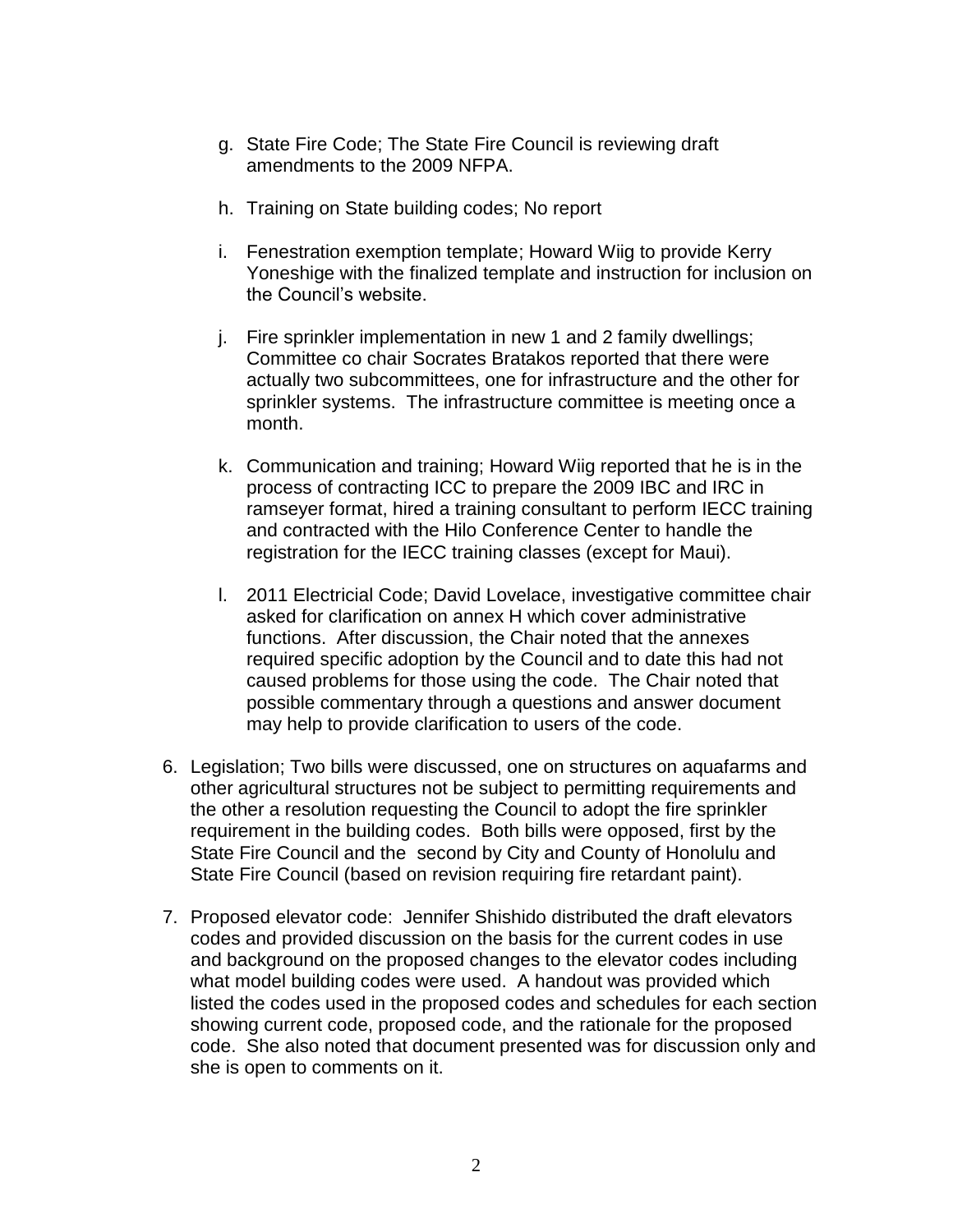g. State Fire Code; The State Fire Council is reviewing draft amendments to the 2009 NFPA.

h. Training on State building codes; No report

i. Fenestration exemption template; Howard Wiig to provide Kerry Yoneshige with the finalized template and instruction for inclusion on the Council's website.

j. Fire sprinkler implementation in new 1 and 2 family dwellings; Committee co chair Socrates Bratakos reported that there were actually two subcommittees, one for infrastructure and the other for sprinkler systems. The infrastructure committee is meeting once a month.

k. Communication and training; Howard Wiig reported that he is in the process of contracting ICC to prepare the 2009 IBC and IRC in ramseyer format, hired a training consultant to perform IECC training and contracted with the Hilo Conference Center to handle the registration for the IECC training classes (except for Maui).

l. 2011 Electricial Code; David Lovelace, investigative committee chair asked for clarification on annex H which cover administrative functions. After discussion, the Chair noted that the annexes required specific adoption by the Council and to date this had not caused problems for those using the code. The Chair noted that possible commentary through a questions and answer document may help to provide clarification to users of the code.

6. Legislation; Two bills were discussed, one on structures on aquafarms and other agricultural structures not be subject to permitting requirements and the other a resolution requesting the Council to adopt the fire sprinkler requirement in the building codes. Both bills were opposed, first by the State Fire Council and the second by City and County of Honolulu and State Fire Council (based on revision requiring fire retardant paint).

7. Proposed elevator code: Jennifer Shishido distributed the draft elevators codes and provided discussion on the basis for the current codes in use and background on the proposed changes to the elevator codes including what model building codes were used. A handout was provided which listed the codes used in the proposed codes and schedules for each section showing current code, proposed code, and the rationale for the proposed code. She also noted that document presented was for discussion only and she is open to comments on it.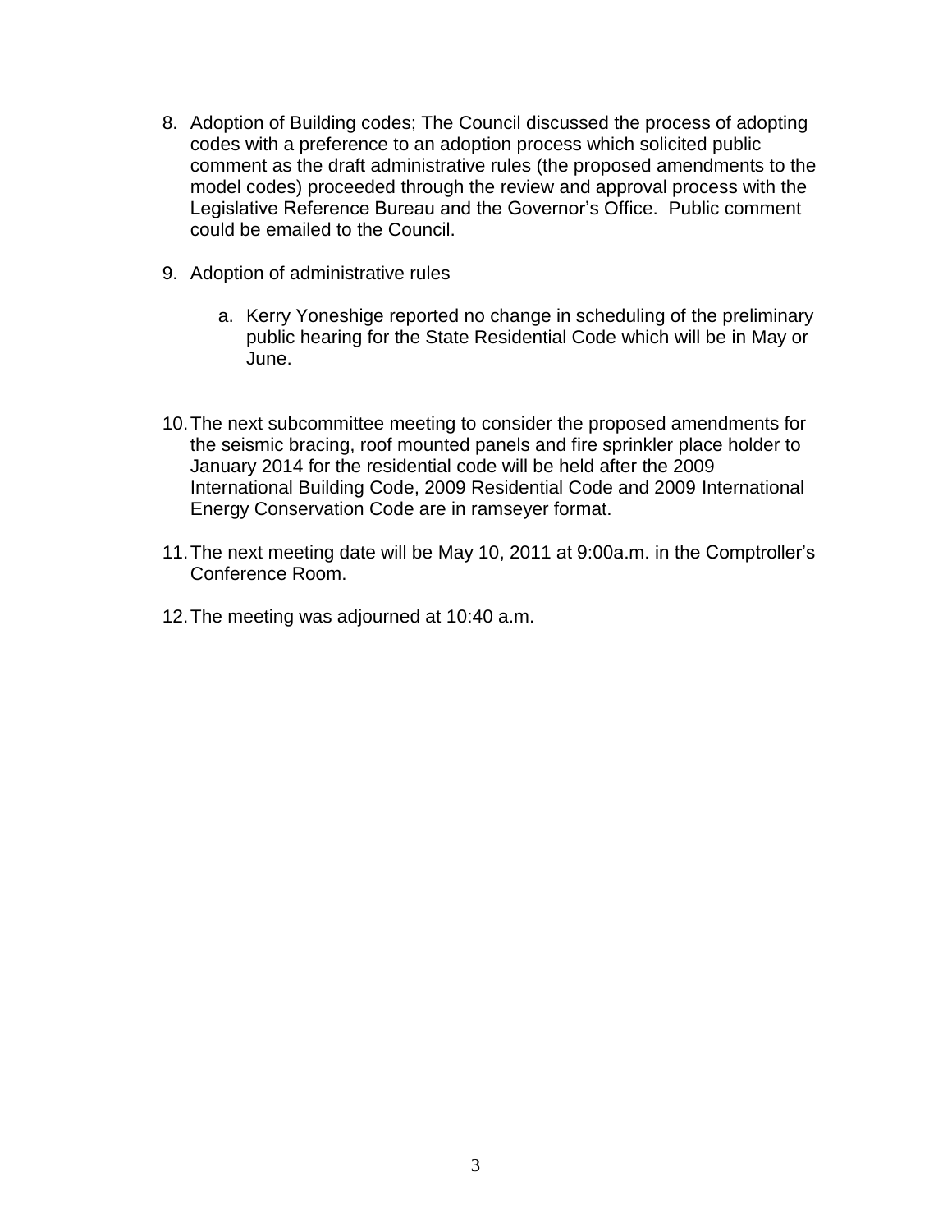8. Adoption of Building codes; The Council discussed the process of adopting codes with a preference to an adoption process which solicited public comment as the draft administrative rules (the proposed amendments to the model codes) proceeded through the review and approval process with the Legislative Reference Bureau and the Governor's Office. Public comment could be emailed to the Council.

9. Adoption of administrative rules

    a. Kerry Yoneshige reported no change in scheduling of the preliminary public hearing for the State Residential Code which will be in May or June.

10. The next subcommittee meeting to consider the proposed amendments for the seismic bracing, roof mounted panels and fire sprinkler place holder to January 2014 for the residential code will be held after the 2009 International Building Code, 2009 Residential Code and 2009 International Energy Conservation Code are in ramseyer format.

11. The next meeting date will be May 10, 2011 at 9:00a.m. in the Comptroller's Conference Room.

12. The meeting was adjourned at 10:40 a.m.